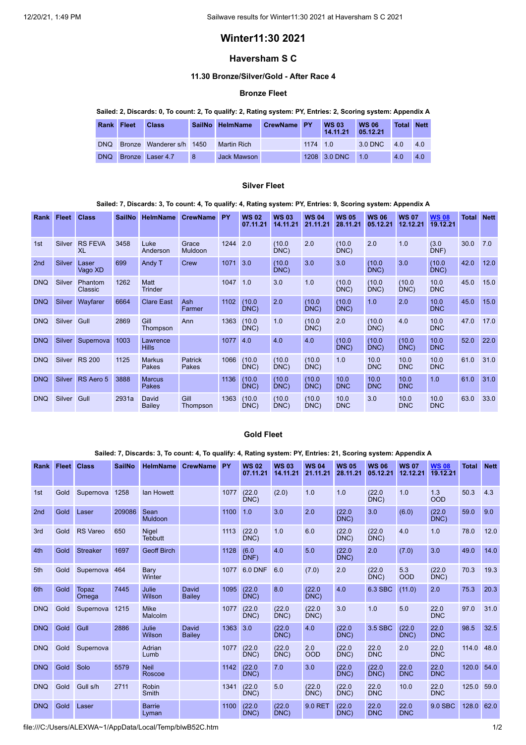# Winter11:30 2021

## Haversham S C

### 11.30 Bronze/Silver/Gold - After Race 4

#### Bronze Fleet

**Sailed: 2, Discards: 0, To count: 2, To qualify: 2, Rating system: PY, Entries: 2, Scoring system: Appendix A**

| Rank | Fleet | Class | SailNo | HelmName | CrewName | PY | WS 03 14.11.21 | WS 06 05.12.21 | Total | Nett |
|---|---|---|---|---|---|---|---|---|---|---|
| DNQ | Bronze | Wanderer s/h | 1450 | Martin Rich | | 1174 | 1.0 | 3.0 DNC | 4.0 | 4.0 |
| DNQ | Bronze | Laser 4.7 | 8 | Jack Mawson | | 1208 | 3.0 DNC | 1.0 | 4.0 | 4.0 |

#### Silver Fleet

**Sailed: 7, Discards: 3, To count: 4, To qualify: 4, Rating system: PY, Entries: 9, Scoring system: Appendix A**

| Rank | Fleet | Class | SailNo | HelmName | CrewName | PY | WS 02 07.11.21 | WS 03 14.11.21 | WS 04 21.11.21 | WS 05 28.11.21 | WS 06 05.12.21 | WS 07 12.12.21 | WS 08 19.12.21 | Total | Nett |
|---|---|---|---|---|---|---|---|---|---|---|---|---|---|---|---|
| 1st | Silver | RS FEVA XL | 3458 | Luke Anderson | Grace Muldoon | 1244 | 2.0 | (10.0 DNC) | 2.0 | (10.0 DNC) | 2.0 | 1.0 | (3.0 DNF) | 30.0 | 7.0 |
| 2nd | Silver | Laser Vago XD | 699 | Andy T | Crew | 1071 | 3.0 | (10.0 DNC) | 3.0 | 3.0 | (10.0 DNC) | 3.0 | (10.0 DNC) | 42.0 | 12.0 |
| DNQ | Silver | Phantom Classic | 1262 | Matt Trinder | | 1047 | 1.0 | 3.0 | 1.0 | (10.0 DNC) | (10.0 DNC) | (10.0 DNC) | 10.0 DNC | 45.0 | 15.0 |
| DNQ | Silver | Wayfarer | 6664 | Clare East | Ash Farmer | 1102 | (10.0 DNC) | 2.0 | (10.0 DNC) | (10.0 DNC) | 1.0 | 2.0 | 10.0 DNC | 45.0 | 15.0 |
| DNQ | Silver | Gull | 2869 | Gill Thompson | Ann | 1363 | (10.0 DNC) | 1.0 | (10.0 DNC) | 2.0 | (10.0 DNC) | 4.0 | 10.0 DNC | 47.0 | 17.0 |
| DNQ | Silver | Supernova | 1003 | Lawrence Hills | | 1077 | 4.0 | 4.0 | 4.0 | (10.0 DNC) | (10.0 DNC) | (10.0 DNC) | 10.0 DNC | 52.0 | 22.0 |
| DNQ | Silver | RS 200 | 1125 | Markus Pakes | Patrick Pakes | 1066 | (10.0 DNC) | (10.0 DNC) | (10.0 DNC) | 1.0 | 10.0 DNC | 10.0 DNC | 10.0 DNC | 61.0 | 31.0 |
| DNQ | Silver | RS Aero 5 | 3888 | Marcus Pakes | | 1136 | (10.0 DNC) | (10.0 DNC) | (10.0 DNC) | 10.0 DNC | 10.0 DNC | 10.0 DNC | 1.0 | 61.0 | 31.0 |
| DNQ | Silver | Gull | 2931a | David Bailey | Gill Thompson | 1363 | (10.0 DNC) | (10.0 DNC) | (10.0 DNC) | 10.0 DNC | 3.0 | 10.0 DNC | 10.0 DNC | 63.0 | 33.0 |

#### Gold Fleet

**Sailed: 7, Discards: 3, To count: 4, To qualify: 4, Rating system: PY, Entries: 21, Scoring system: Appendix A**

| Rank | Fleet | Class | SailNo | HelmName | CrewName | PY | WS 02 07.11.21 | WS 03 14.11.21 | WS 04 21.11.21 | WS 05 28.11.21 | WS 06 05.12.21 | WS 07 12.12.21 | WS 08 19.12.21 | Total | Nett |
|---|---|---|---|---|---|---|---|---|---|---|---|---|---|---|---|
| 1st | Gold | Supernova | 1258 | Ian Howett | | 1077 | (22.0 DNC) | (2.0) | 1.0 | 1.0 | (22.0 DNC) | 1.0 | 1.3 OOD | 50.3 | 4.3 |
| 2nd | Gold | Laser | 209086 | Sean Muldoon | | 1100 | 1.0 | 3.0 | 2.0 | (22.0 DNC) | 3.0 | (6.0) | (22.0 DNC) | 59.0 | 9.0 |
| 3rd | Gold | RS Vareo | 650 | Nigel Tebbutt | | 1113 | (22.0 DNC) | 1.0 | 6.0 | (22.0 DNC) | (22.0 DNC) | 4.0 | 1.0 | 78.0 | 12.0 |
| 4th | Gold | Streaker | 1697 | Geoff Birch | | 1128 | (6.0 DNF) | 4.0 | 5.0 | (22.0 DNC) | 2.0 | (7.0) | 3.0 | 49.0 | 14.0 |
| 5th | Gold | Supernova | 464 | Bary Winter | | 1077 | 6.0 DNF | 6.0 | (7.0) | 2.0 | (22.0 DNC) | 5.3 OOD | (22.0 DNC) | 70.3 | 19.3 |
| 6th | Gold | Topaz Omega | 7445 | Julie Wilson | David Bailey | 1095 | (22.0 DNC) | 8.0 | (22.0 DNC) | 4.0 | 6.3 SBC | (11.0) | 2.0 | 75.3 | 20.3 |
| DNQ | Gold | Supernova | 1215 | Mike Malcolm | | 1077 | (22.0 DNC) | (22.0 DNC) | (22.0 DNC) | 3.0 | 1.0 | 5.0 | 22.0 DNC | 97.0 | 31.0 |
| DNQ | Gold | Gull | 2886 | Julie Wilson | David Bailey | 1363 | 3.0 | (22.0 DNC) | 4.0 | (22.0 DNC) | 3.5 SBC | (22.0 DNC) | 22.0 DNC | 98.5 | 32.5 |
| DNQ | Gold | Supernova | | Adrian Lumb | | 1077 | (22.0 DNC) | (22.0 DNC) | 2.0 OOD | (22.0 DNC) | 22.0 DNC | 2.0 | 22.0 DNC | 114.0 | 48.0 |
| DNQ | Gold | Solo | 5579 | Neil Roscoe | | 1142 | (22.0 DNC) | 7.0 | 3.0 | (22.0 DNC) | (22.0 DNC) | 22.0 DNC | 22.0 DNC | 120.0 | 54.0 |
| DNQ | Gold | Gull s/h | 2711 | Robin Smith | | 1341 | (22.0 DNC) | 5.0 | (22.0 DNC) | (22.0 DNC) | 22.0 DNC | 10.0 | 22.0 DNC | 125.0 | 59.0 |
| DNQ | Gold | Laser | | Barrie Lyman | | 1100 | (22.0 DNC) | (22.0 DNC) | 9.0 RET | (22.0 DNC) | 22.0 DNC | 22.0 DNC | 9.0 SBC | 128.0 | 62.0 |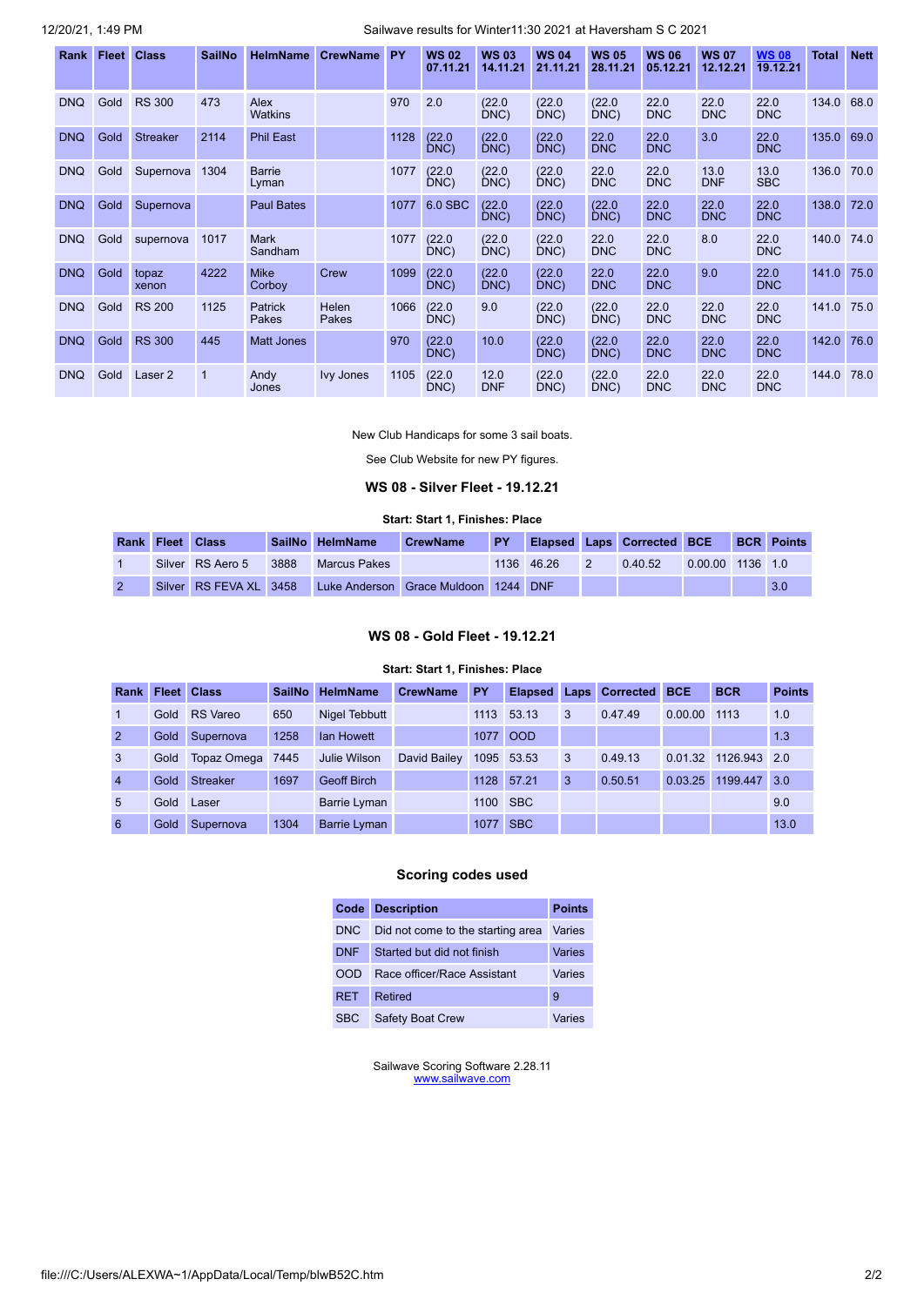| Rank | Fleet | Class | SailNo | HelmName | CrewName | PY | WS 02 07.11.21 | WS 03 14.11.21 | WS 04 21.11.21 | WS 05 28.11.21 | WS 06 05.12.21 | WS 07 12.12.21 | WS 08 19.12.21 | Total | Nett |
|---|---|---|---|---|---|---|---|---|---|---|---|---|---|---|---|
| DNQ | Gold | RS 300 | 473 | Alex Watkins | | 970 | 2.0 | (22.0 DNC) | (22.0 DNC) | (22.0 DNC) | 22.0 DNC | 22.0 DNC | 22.0 DNC | 134.0 | 68.0 |
| DNQ | Gold | Streaker | 2114 | Phil East | | 1128 | (22.0 DNC) | (22.0 DNC) | (22.0 DNC) | 22.0 DNC | 22.0 DNC | 3.0 | 22.0 DNC | 135.0 | 69.0 |
| DNQ | Gold | Supernova | 1304 | Barrie Lyman | | 1077 | (22.0 DNC) | (22.0 DNC) | (22.0 DNC) | 22.0 DNC | 22.0 DNC | 13.0 DNF | 13.0 SBC | 136.0 | 70.0 |
| DNQ | Gold | Supernova | | Paul Bates | | 1077 | 6.0 SBC | (22.0 DNC) | (22.0 DNC) | (22.0 DNC) | 22.0 DNC | 22.0 DNC | 22.0 DNC | 138.0 | 72.0 |
| DNQ | Gold | supernova | 1017 | Mark Sandham | | 1077 | (22.0 DNC) | (22.0 DNC) | (22.0 DNC) | 22.0 DNC | 22.0 DNC | 8.0 | 22.0 DNC | 140.0 | 74.0 |
| DNQ | Gold | topaz xenon | 4222 | Mike Corboy | Crew | 1099 | (22.0 DNC) | (22.0 DNC) | (22.0 DNC) | 22.0 DNC | 22.0 DNC | 9.0 | 22.0 DNC | 141.0 | 75.0 |
| DNQ | Gold | RS 200 | 1125 | Patrick Pakes | Helen Pakes | 1066 | (22.0 DNC) | 9.0 | (22.0 DNC) | (22.0 DNC) | 22.0 DNC | 22.0 DNC | 22.0 DNC | 141.0 | 75.0 |
| DNQ | Gold | RS 300 | 445 | Matt Jones | | 970 | (22.0 DNC) | 10.0 | (22.0 DNC) | (22.0 DNC) | 22.0 DNC | 22.0 DNC | 22.0 DNC | 142.0 | 76.0 |
| DNQ | Gold | Laser 2 | 1 | Andy Jones | Ivy Jones | 1105 | (22.0 DNC) | 12.0 DNF | (22.0 DNC) | (22.0 DNC) | 22.0 DNC | 22.0 DNC | 22.0 DNC | 144.0 | 78.0 |

New Club Handicaps for some 3 sail boats.

See Club Website for new PY figures.

### WS 08 - Silver Fleet - 19.12.21

**Start: Start 1, Finishes: Place**

| Rank | Fleet | Class | SailNo | HelmName | CrewName | PY | Elapsed | Laps | Corrected | BCE | BCR | Points |
|---|---|---|---|---|---|---|---|---|---|---|---|---|
| 1 | Silver | RS Aero 5 | 3888 | Marcus Pakes | | 1136 | 46.26 | 2 | 0.40.52 | 0.00.00 | 1136 | 1.0 |
| 2 | Silver | RS FEVA XL | 3458 | Luke Anderson | Grace Muldoon | 1244 | DNF | | | | | 3.0 |

### WS 08 - Gold Fleet - 19.12.21

**Start: Start 1, Finishes: Place**

| Rank | Fleet | Class | SailNo | HelmName | CrewName | PY | Elapsed | Laps | Corrected | BCE | BCR | Points |
|---|---|---|---|---|---|---|---|---|---|---|---|---|
| 1 | Gold | RS Vareo | 650 | Nigel Tebbutt | | 1113 | 53.13 | 3 | 0.47.49 | 0.00.00 | 1113 | 1.0 |
| 2 | Gold | Supernova | 1258 | Ian Howett | | 1077 | OOD | | | | | 1.3 |
| 3 | Gold | Topaz Omega | 7445 | Julie Wilson | David Bailey | 1095 | 53.53 | 3 | 0.49.13 | 0.01.32 | 1126.943 | 2.0 |
| 4 | Gold | Streaker | 1697 | Geoff Birch | | 1128 | 57.21 | 3 | 0.50.51 | 0.03.25 | 1199.447 | 3.0 |
| 5 | Gold | Laser | | Barrie Lyman | | 1100 | SBC | | | | | 9.0 |
| 6 | Gold | Supernova | 1304 | Barrie Lyman | | 1077 | SBC | | | | | 13.0 |

### Scoring codes used

| Code | Description | Points |
|---|---|---|
| DNC | Did not come to the starting area | Varies |
| DNF | Started but did not finish | Varies |
| OOD | Race officer/Race Assistant | Varies |
| RET | Retired | 9 |
| SBC | Safety Boat Crew | Varies |

Sailwave Scoring Software 2.28.11
www.sailwave.com